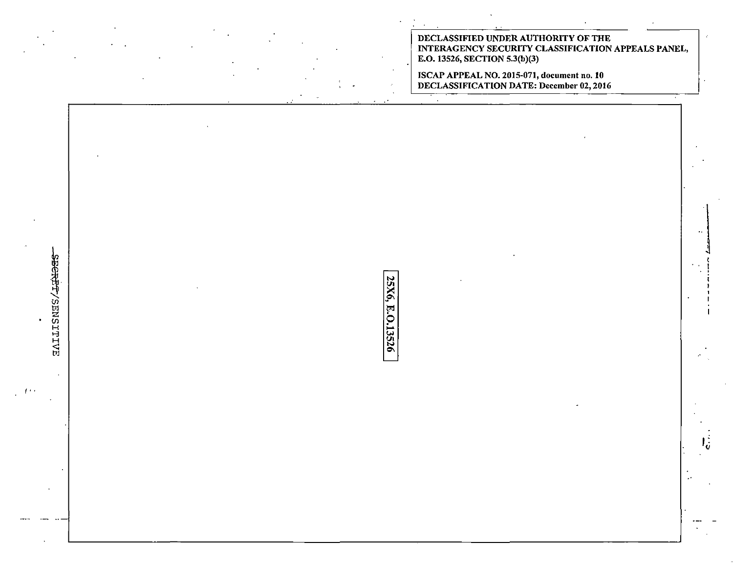DECLASSIFIED UNDER AUTHORITY OF THE INTERAGENCY SECURITY CLASSIFICATION APPEALS PANEL, E.O. 13526, SECTION 5.3(b)(3)

ISCAP APPEAL NO. 2015-071, document no. 10
DECLASSIFICATION DATE: December 02, 2016

~~SECRET~~/SENSITIVE

25X6, E.O.13526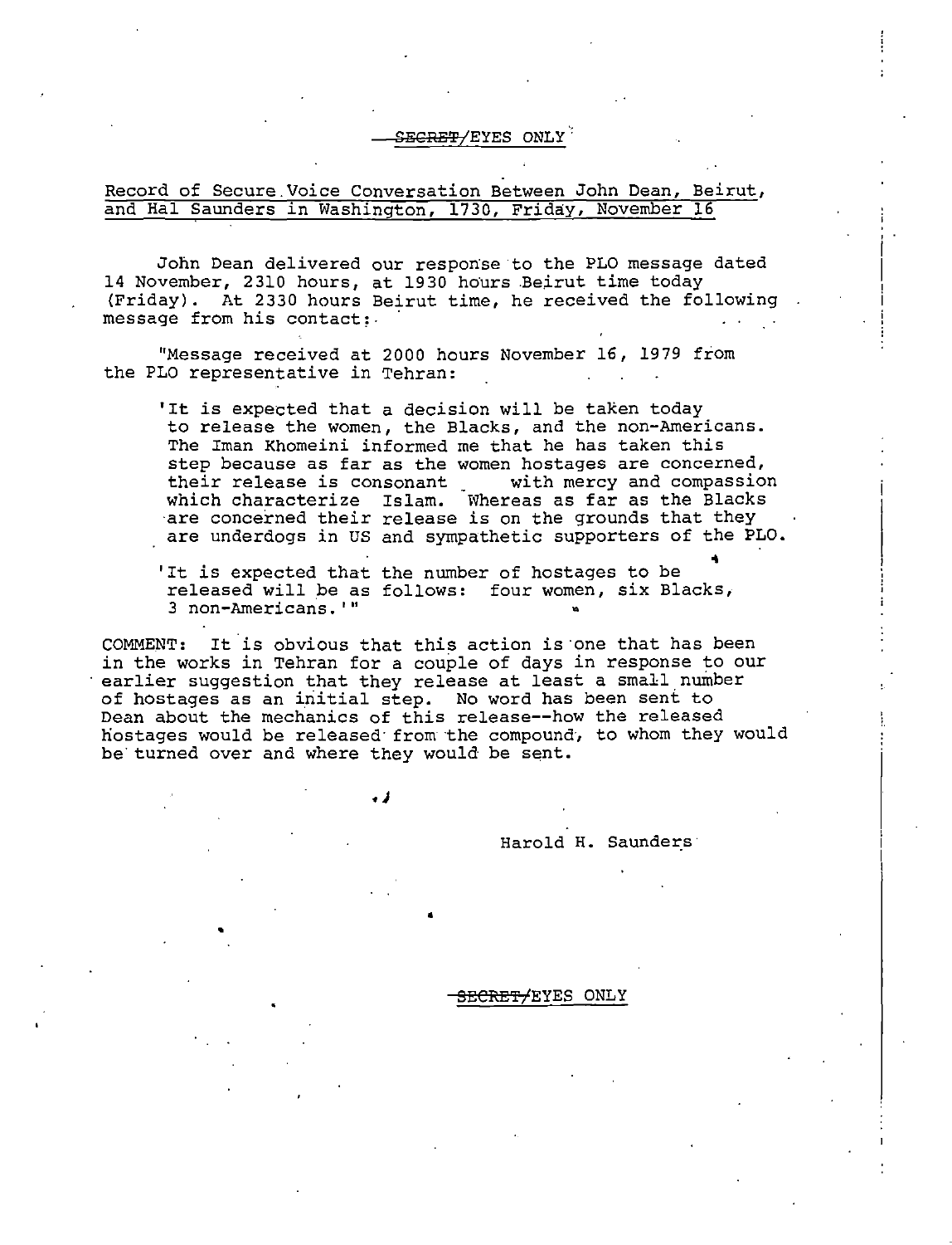~~SECRET~~/EYES ONLY

Record of Secure Voice Conversation Between John Dean, Beirut, and Hal Saunders in Washington, 1730, Friday, November 16

John Dean delivered our response to the PLO message dated 14 November, 2310 hours, at 1930 hours Beirut time today (Friday). At 2330 hours Beirut time, he received the following message from his contact:

"Message received at 2000 hours November 16, 1979 from the PLO representative in Tehran:

> 'It is expected that a decision will be taken today to release the women, the Blacks, and the non-Americans. The Iman Khomeini informed me that he has taken this step because as far as the women hostages are concerned, their release is consonant with mercy and compassion which characterize Islam. Whereas as far as the Blacks are concerned their release is on the grounds that they are underdogs in US and sympathetic supporters of the PLO.
>
> 'It is expected that the number of hostages to be released will be as follows: four women, six Blacks, 3 non-Americans.'"

COMMENT: It is obvious that this action is one that has been in the works in Tehran for a couple of days in response to our earlier suggestion that they release at least a small number of hostages as an initial step. No word has been sent to Dean about the mechanics of this release--how the released hostages would be released from the compound, to whom they would be turned over and where they would be sent.

Harold H. Saunders

~~SECRET~~/EYES ONLY